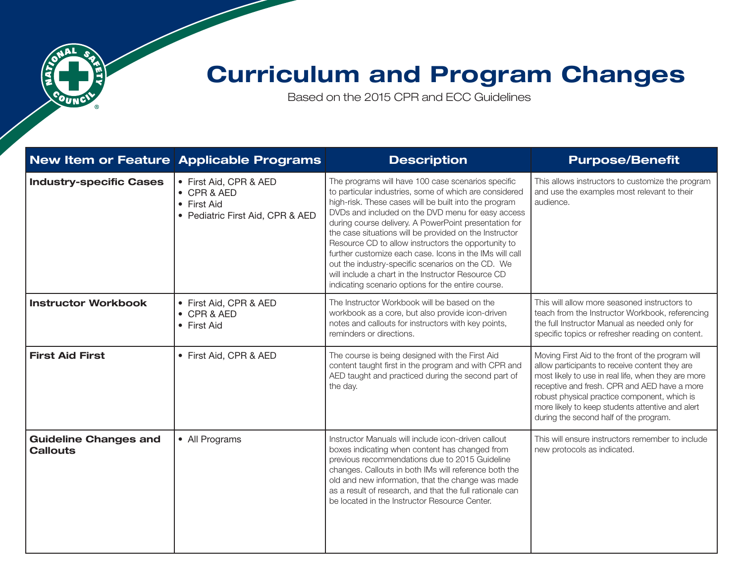# Curriculum and Program Changes

Based on the 2015 CPR and ECC Guidelines

| New Item or Feature | Applicable Programs | Description | Purpose/Benefit |
| --- | --- | --- | --- |
| **Industry-specific Cases** | • First Aid, CPR & AED<br>• CPR & AED<br>• First Aid<br>• Pediatric First Aid, CPR & AED | The programs will have 100 case scenarios specific to particular industries, some of which are considered high-risk. These cases will be built into the program DVDs and included on the DVD menu for easy access during course delivery. A PowerPoint presentation for the case situations will be provided on the Instructor Resource CD to allow instructors the opportunity to further customize each case. Icons in the IMs will call out the industry-specific scenarios on the CD. We will include a chart in the Instructor Resource CD indicating scenario options for the entire course. | This allows instructors to customize the program and use the examples most relevant to their audience. |
| **Instructor Workbook** | • First Aid, CPR & AED<br>• CPR & AED<br>• First Aid | The Instructor Workbook will be based on the workbook as a core, but also provide icon-driven notes and callouts for instructors with key points, reminders or directions. | This will allow more seasoned instructors to teach from the Instructor Workbook, referencing the full Instructor Manual as needed only for specific topics or refresher reading on content. |
| **First Aid First** | • First Aid, CPR & AED | The course is being designed with the First Aid content taught first in the program and with CPR and AED taught and practiced during the second part of the day. | Moving First Aid to the front of the program will allow participants to receive content they are most likely to use in real life, when they are more receptive and fresh. CPR and AED have a more robust physical practice component, which is more likely to keep students attentive and alert during the second half of the program. |
| **Guideline Changes and Callouts** | • All Programs | Instructor Manuals will include icon-driven callout boxes indicating when content has changed from previous recommendations due to 2015 Guideline changes. Callouts in both IMs will reference both the old and new information, that the change was made as a result of research, and that the full rationale can be located in the Instructor Resource Center. | This will ensure instructors remember to include new protocols as indicated. |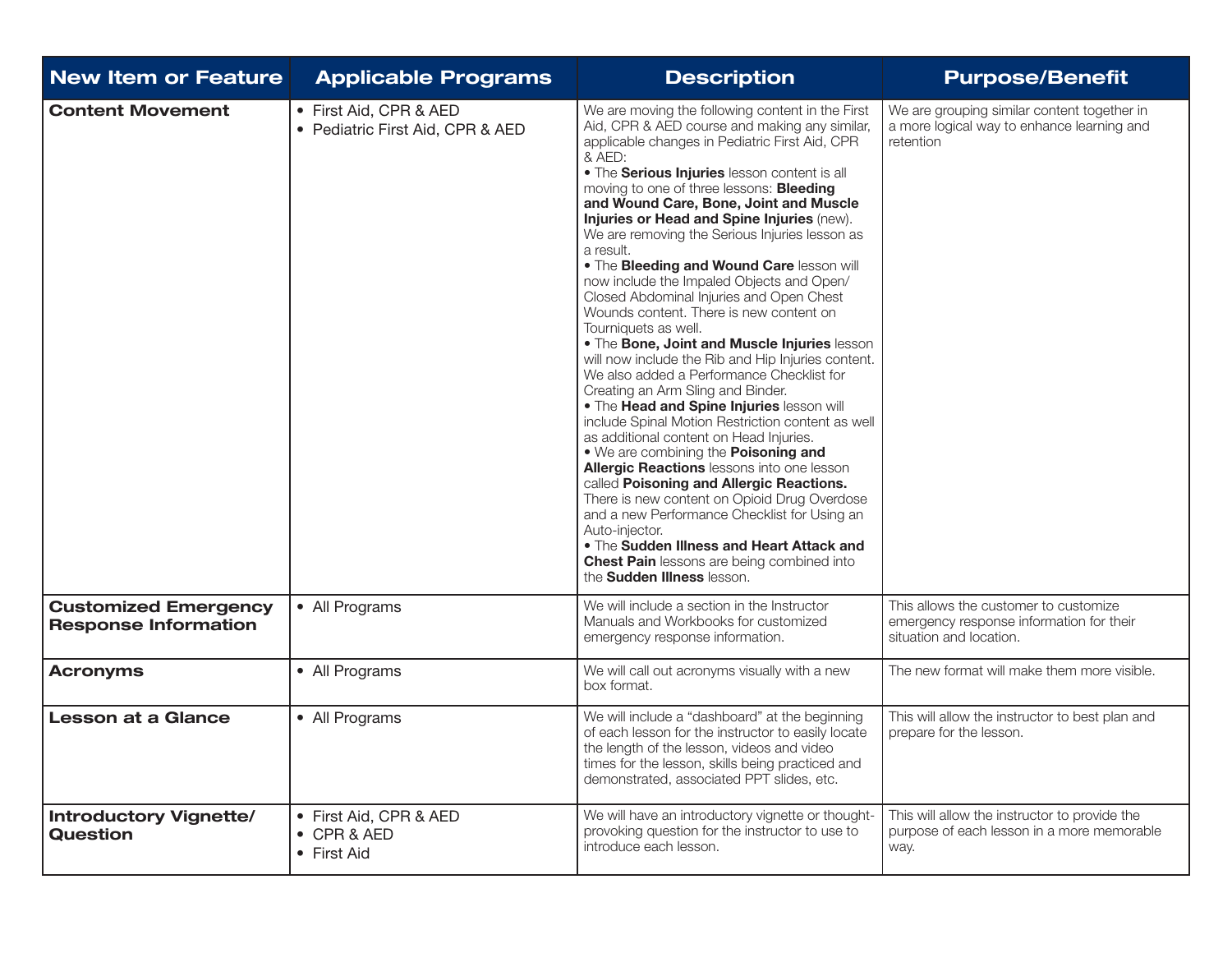| New Item or Feature | Applicable Programs | Description | Purpose/Benefit |
|---|---|---|---|
| **Content Movement** | • First Aid, CPR & AED<br>• Pediatric First Aid, CPR & AED | We are moving the following content in the First Aid, CPR & AED course and making any similar, applicable changes in Pediatric First Aid, CPR & AED:<br>• The **Serious Injuries** lesson content is all moving to one of three lessons: **Bleeding and Wound Care, Bone, Joint and Muscle Injuries or Head and Spine Injuries** (new). We are removing the Serious Injuries lesson as a result.<br>• The **Bleeding and Wound Care** lesson will now include the Impaled Objects and Open/Closed Abdominal Injuries and Open Chest Wounds content. There is new content on Tourniquets as well.<br>• The **Bone, Joint and Muscle Injuries** lesson will now include the Rib and Hip Injuries content. We also added a Performance Checklist for Creating an Arm Sling and Binder.<br>• The **Head and Spine Injuries** lesson will include Spinal Motion Restriction content as well as additional content on Head Injuries.<br>• We are combining the **Poisoning and Allergic Reactions** lessons into one lesson called **Poisoning and Allergic Reactions.** There is new content on Opioid Drug Overdose and a new Performance Checklist for Using an Auto-injector.<br>• The **Sudden Illness and Heart Attack and Chest Pain** lessons are being combined into the **Sudden Illness** lesson. | We are grouping similar content together in a more logical way to enhance learning and retention |
| **Customized Emergency Response Information** | • All Programs | We will include a section in the Instructor Manuals and Workbooks for customized emergency response information. | This allows the customer to customize emergency response information for their situation and location. |
| **Acronyms** | • All Programs | We will call out acronyms visually with a new box format. | The new format will make them more visible. |
| **Lesson at a Glance** | • All Programs | We will include a "dashboard" at the beginning of each lesson for the instructor to easily locate the length of the lesson, videos and video times for the lesson, skills being practiced and demonstrated, associated PPT slides, etc. | This will allow the instructor to best plan and prepare for the lesson. |
| **Introductory Vignette/ Question** | • First Aid, CPR & AED<br>• CPR & AED<br>• First Aid | We will have an introductory vignette or thought-provoking question for the instructor to use to introduce each lesson. | This will allow the instructor to provide the purpose of each lesson in a more memorable way. |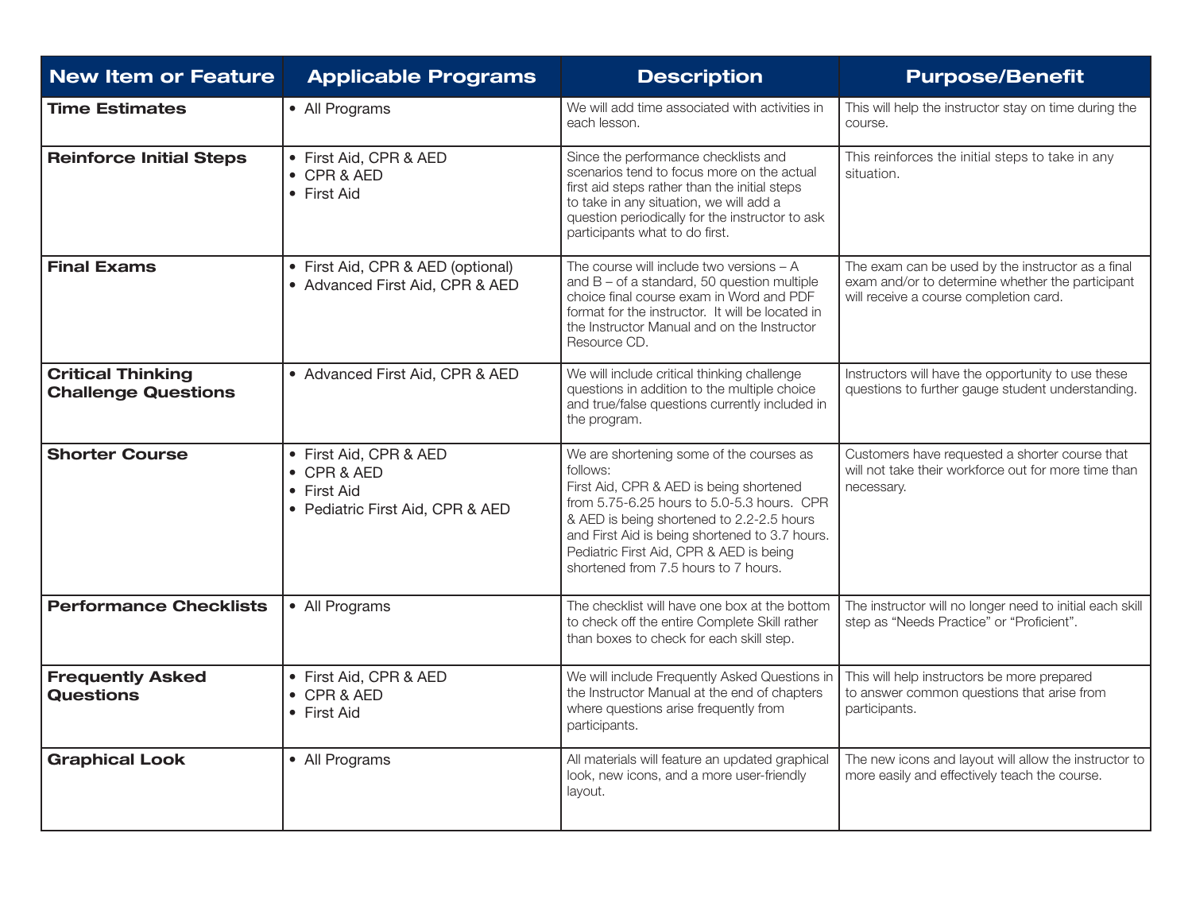| New Item or Feature | Applicable Programs | Description | Purpose/Benefit |
|---|---|---|---|
| **Time Estimates** | • All Programs | We will add time associated with activities in each lesson. | This will help the instructor stay on time during the course. |
| **Reinforce Initial Steps** | • First Aid, CPR & AED<br>• CPR & AED<br>• First Aid | Since the performance checklists and scenarios tend to focus more on the actual first aid steps rather than the initial steps to take in any situation, we will add a question periodically for the instructor to ask participants what to do first. | This reinforces the initial steps to take in any situation. |
| **Final Exams** | • First Aid, CPR & AED (optional)<br>• Advanced First Aid, CPR & AED | The course will include two versions – A and B – of a standard, 50 question multiple choice final course exam in Word and PDF format for the instructor. It will be located in the Instructor Manual and on the Instructor Resource CD. | The exam can be used by the instructor as a final exam and/or to determine whether the participant will receive a course completion card. |
| **Critical Thinking Challenge Questions** | • Advanced First Aid, CPR & AED | We will include critical thinking challenge questions in addition to the multiple choice and true/false questions currently included in the program. | Instructors will have the opportunity to use these questions to further gauge student understanding. |
| **Shorter Course** | • First Aid, CPR & AED<br>• CPR & AED<br>• First Aid<br>• Pediatric First Aid, CPR & AED | We are shortening some of the courses as follows:<br>First Aid, CPR & AED is being shortened from 5.75-6.25 hours to 5.0-5.3 hours. CPR & AED is being shortened to 2.2-2.5 hours and First Aid is being shortened to 3.7 hours. Pediatric First Aid, CPR & AED is being shortened from 7.5 hours to 7 hours. | Customers have requested a shorter course that will not take their workforce out for more time than necessary. |
| **Performance Checklists** | • All Programs | The checklist will have one box at the bottom to check off the entire Complete Skill rather than boxes to check for each skill step. | The instructor will no longer need to initial each skill step as "Needs Practice" or "Proficient". |
| **Frequently Asked Questions** | • First Aid, CPR & AED<br>• CPR & AED<br>• First Aid | We will include Frequently Asked Questions in the Instructor Manual at the end of chapters where questions arise frequently from participants. | This will help instructors be more prepared to answer common questions that arise from participants. |
| **Graphical Look** | • All Programs | All materials will feature an updated graphical look, new icons, and a more user-friendly layout. | The new icons and layout will allow the instructor to more easily and effectively teach the course. |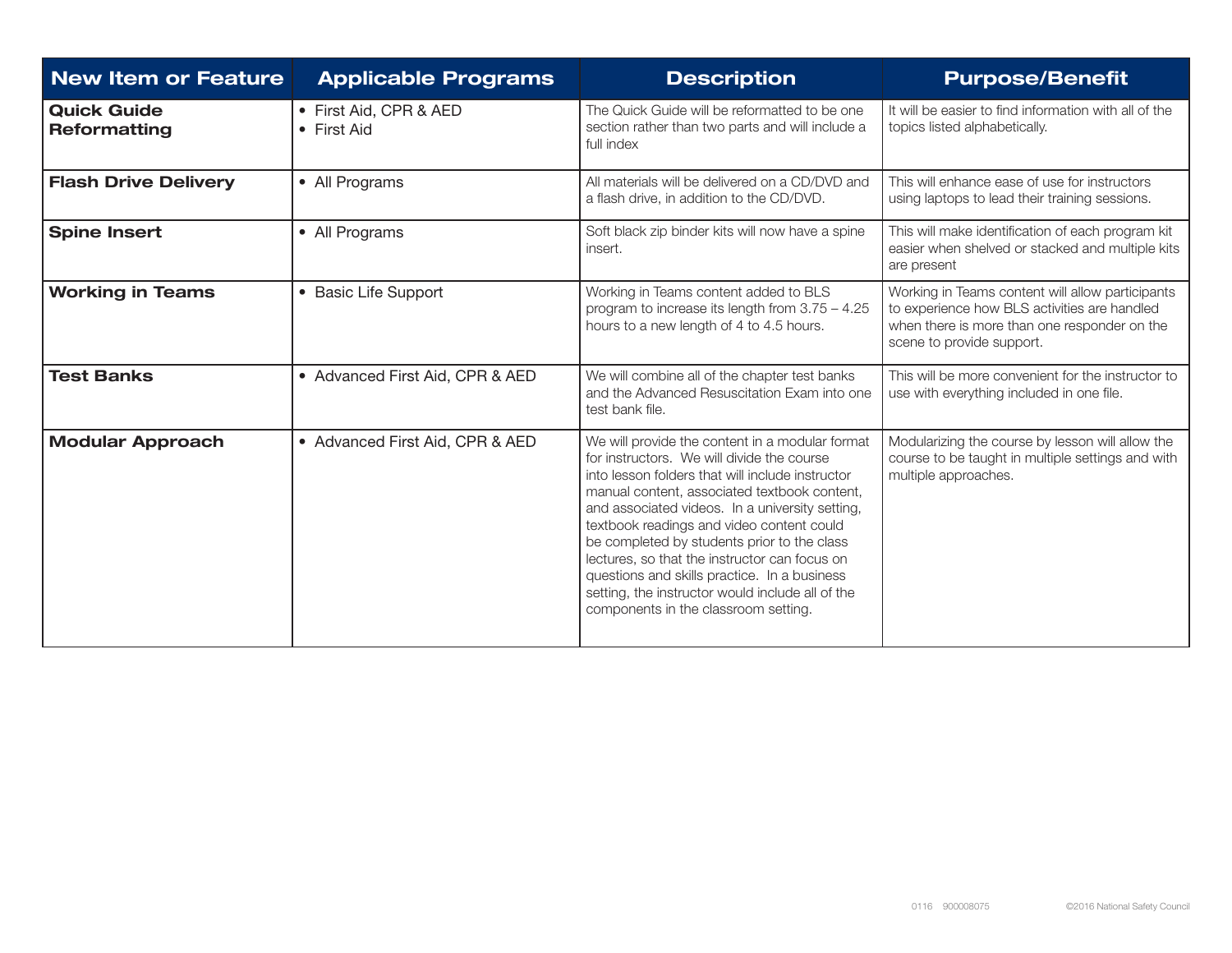| New Item or Feature | Applicable Programs | Description | Purpose/Benefit |
|---|---|---|---|
| **Quick Guide Reformatting** | • First Aid, CPR & AED<br>• First Aid | The Quick Guide will be reformatted to be one section rather than two parts and will include a full index | It will be easier to find information with all of the topics listed alphabetically. |
| **Flash Drive Delivery** | • All Programs | All materials will be delivered on a CD/DVD and a flash drive, in addition to the CD/DVD. | This will enhance ease of use for instructors using laptops to lead their training sessions. |
| **Spine Insert** | • All Programs | Soft black zip binder kits will now have a spine insert. | This will make identification of each program kit easier when shelved or stacked and multiple kits are present |
| **Working in Teams** | • Basic Life Support | Working in Teams content added to BLS program to increase its length from 3.75 – 4.25 hours to a new length of 4 to 4.5 hours. | Working in Teams content will allow participants to experience how BLS activities are handled when there is more than one responder on the scene to provide support. |
| **Test Banks** | • Advanced First Aid, CPR & AED | We will combine all of the chapter test banks and the Advanced Resuscitation Exam into one test bank file. | This will be more convenient for the instructor to use with everything included in one file. |
| **Modular Approach** | • Advanced First Aid, CPR & AED | We will provide the content in a modular format for instructors. We will divide the course into lesson folders that will include instructor manual content, associated textbook content, and associated videos. In a university setting, textbook readings and video content could be completed by students prior to the class lectures, so that the instructor can focus on questions and skills practice. In a business setting, the instructor would include all of the components in the classroom setting. | Modularizing the course by lesson will allow the course to be taught in multiple settings and with multiple approaches. |

0116 900008075 ©2016 National Safety Council